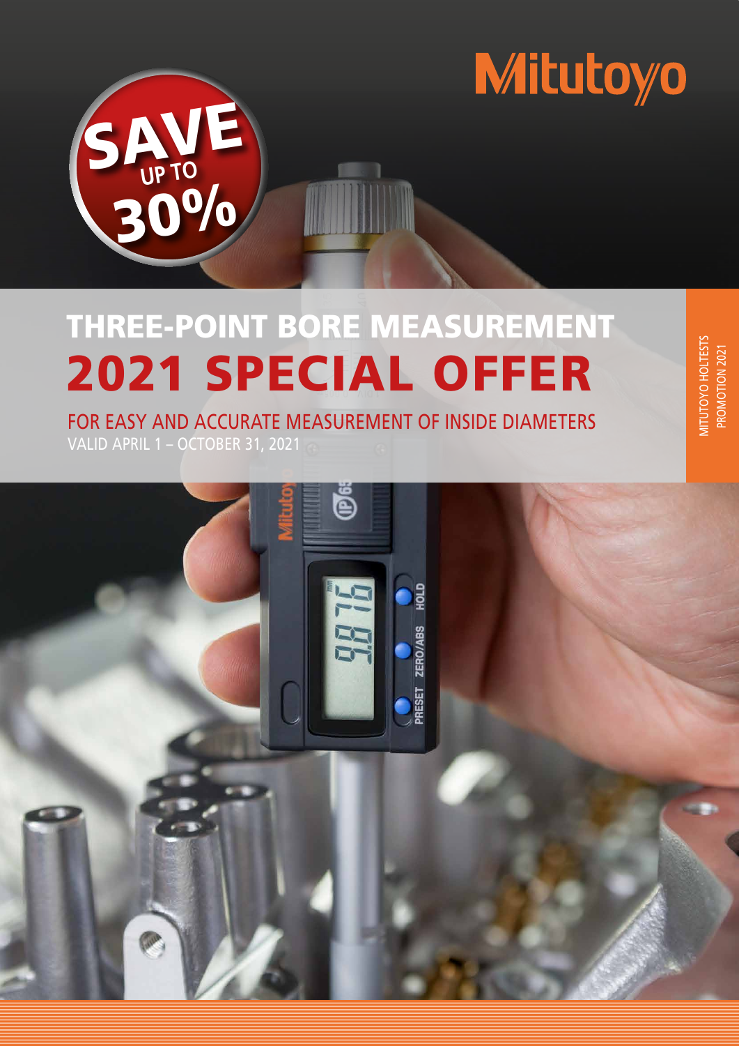Mitutoyo

SAVE UP TO 30%

# THREE-POINT BORE MEASUREMENT

# 2021 SPECIAL OFFER

FOR EASY AND ACCURATE MEASUREMENT OF INSIDE DIAMETERS

VALID APRIL 1 – OCTOBER 31, 2021

MITUTOYO HOLTESTS PROMOTION 2021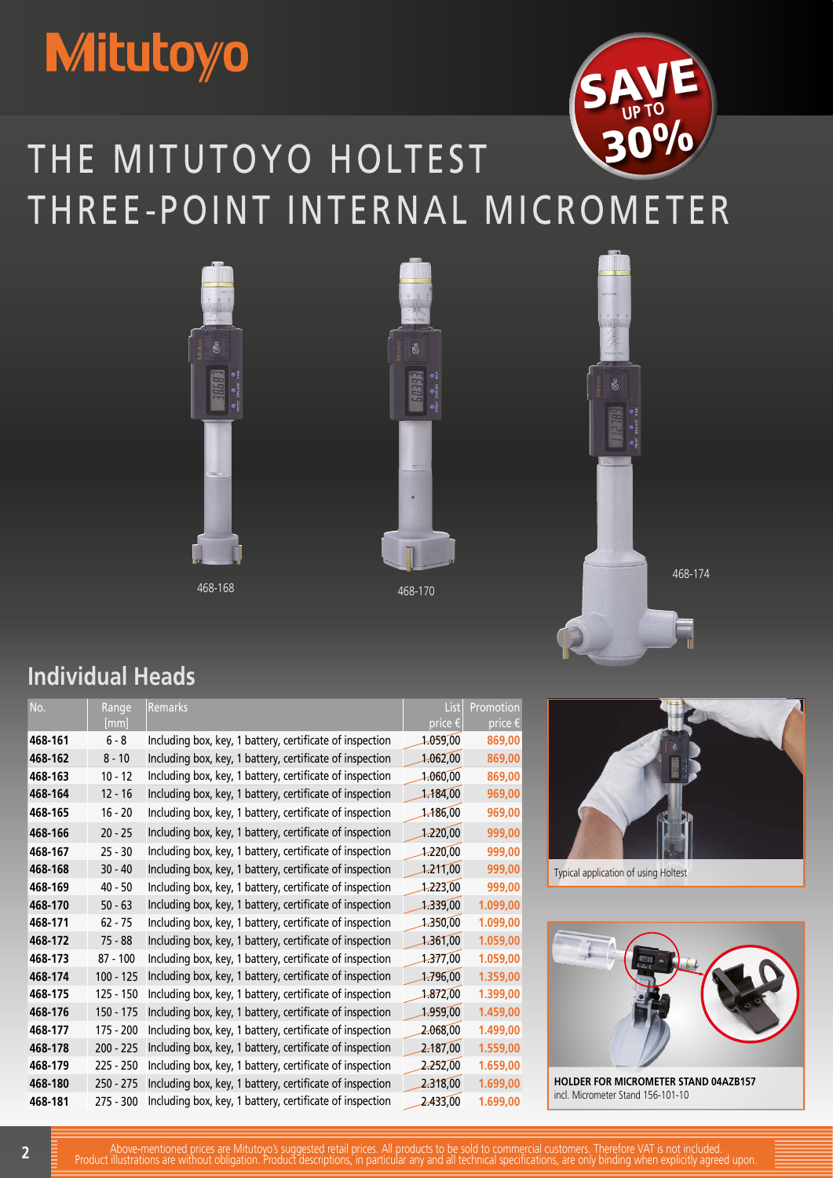# Mitutoyo

SAVE UP TO 30%

# THE MITUTOYO HOLTEST THREE-POINT INTERNAL MICROMETER

468-168

468-170

468-174

## Individual Heads

| No. | Range [mm] | Remarks | List price € | Promotion price € |
|---|---|---|---|---|
| 468-161 | 6 - 8 | Including box, key, 1 battery, certificate of inspection | 1.059,00 | 869,00 |
| 468-162 | 8 - 10 | Including box, key, 1 battery, certificate of inspection | 1.062,00 | 869,00 |
| 468-163 | 10 - 12 | Including box, key, 1 battery, certificate of inspection | 1.060,00 | 869,00 |
| 468-164 | 12 - 16 | Including box, key, 1 battery, certificate of inspection | 1.184,00 | 969,00 |
| 468-165 | 16 - 20 | Including box, key, 1 battery, certificate of inspection | 1.186,00 | 969,00 |
| 468-166 | 20 - 25 | Including box, key, 1 battery, certificate of inspection | 1.220,00 | 999,00 |
| 468-167 | 25 - 30 | Including box, key, 1 battery, certificate of inspection | 1.220,00 | 999,00 |
| 468-168 | 30 - 40 | Including box, key, 1 battery, certificate of inspection | 1.211,00 | 999,00 |
| 468-169 | 40 - 50 | Including box, key, 1 battery, certificate of inspection | 1.223,00 | 999,00 |
| 468-170 | 50 - 63 | Including box, key, 1 battery, certificate of inspection | 1.339,00 | 1.099,00 |
| 468-171 | 62 - 75 | Including box, key, 1 battery, certificate of inspection | 1.350,00 | 1.099,00 |
| 468-172 | 75 - 88 | Including box, key, 1 battery, certificate of inspection | 1.361,00 | 1.059,00 |
| 468-173 | 87 - 100 | Including box, key, 1 battery, certificate of inspection | 1.377,00 | 1.059,00 |
| 468-174 | 100 - 125 | Including box, key, 1 battery, certificate of inspection | 1.796,00 | 1.359,00 |
| 468-175 | 125 - 150 | Including box, key, 1 battery, certificate of inspection | 1.872,00 | 1.399,00 |
| 468-176 | 150 - 175 | Including box, key, 1 battery, certificate of inspection | 1.959,00 | 1.459,00 |
| 468-177 | 175 - 200 | Including box, key, 1 battery, certificate of inspection | 2.068,00 | 1.499,00 |
| 468-178 | 200 - 225 | Including box, key, 1 battery, certificate of inspection | 2.187,00 | 1.559,00 |
| 468-179 | 225 - 250 | Including box, key, 1 battery, certificate of inspection | 2.252,00 | 1.659,00 |
| 468-180 | 250 - 275 | Including box, key, 1 battery, certificate of inspection | 2.318,00 | 1.699,00 |
| 468-181 | 275 - 300 | Including box, key, 1 battery, certificate of inspection | 2.433,00 | 1.699,00 |

Typical application of using Holtest

**HOLDER FOR MICROMETER STAND 04AZB157**
incl. Micrometer Stand 156-101-10

Above-mentioned prices are Mitutoyo's suggested retail prices. All products to be sold to commercial customers. Therefore VAT is not included.
Product illustrations are without obligation. Product descriptions, in particular any and all technical specifications, are only binding when explicitly agreed upon.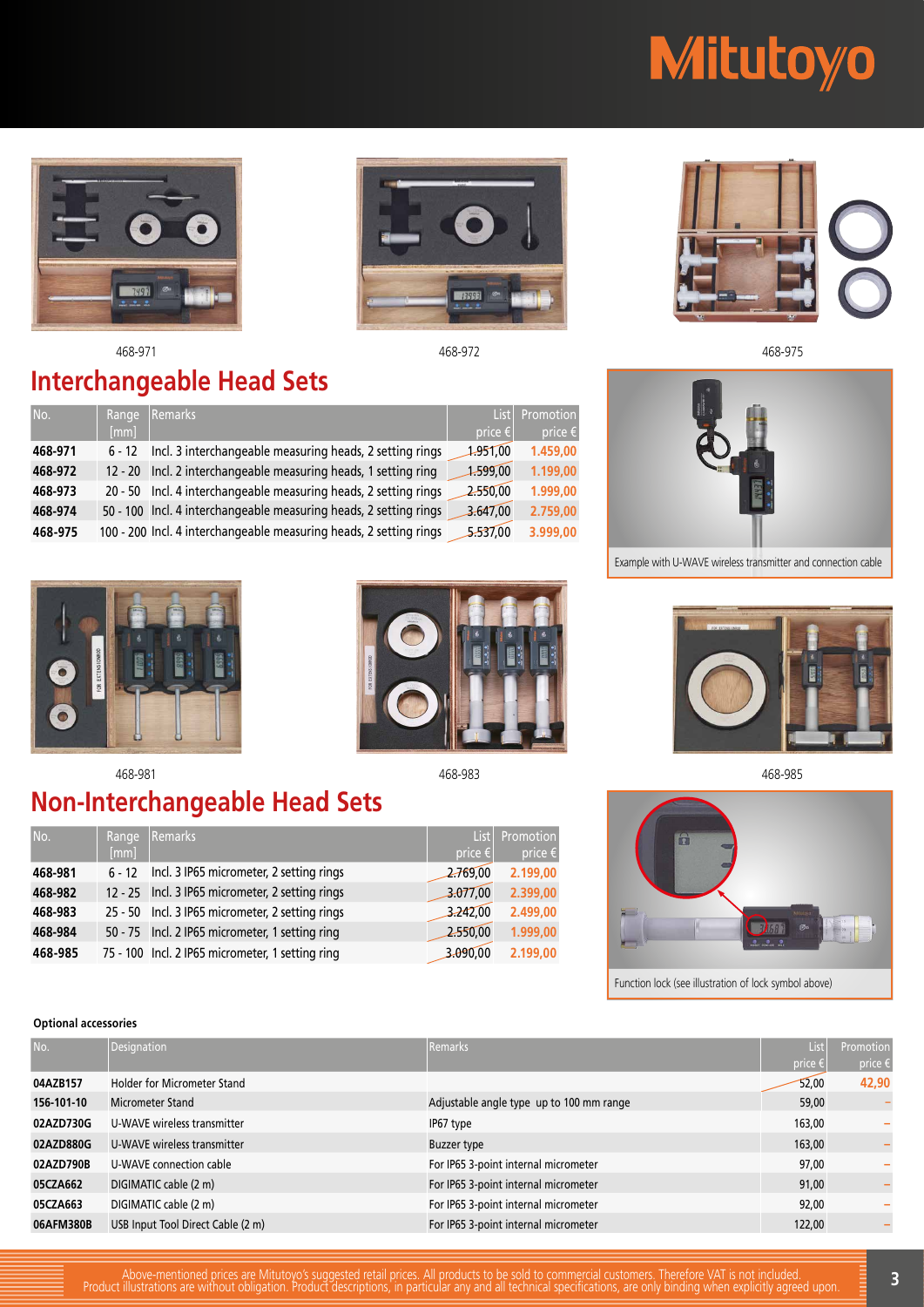468-971

468-972

468-975

## Interchangeable Head Sets

| No. | Range [mm] | Remarks | List price € | Promotion price € |
|---|---|---|---|---|
| 468-971 | 6 - 12 | Incl. 3 interchangeable measuring heads, 2 setting rings | 1.951,00 | 1.459,00 |
| 468-972 | 12 - 20 | Incl. 2 interchangeable measuring heads, 1 setting ring | 1.599,00 | 1.199,00 |
| 468-973 | 20 - 50 | Incl. 4 interchangeable measuring heads, 2 setting rings | 2.550,00 | 1.999,00 |
| 468-974 | 50 - 100 | Incl. 4 interchangeable measuring heads, 2 setting rings | 3.647,00 | 2.759,00 |
| 468-975 | 100 - 200 | Incl. 4 interchangeable measuring heads, 2 setting rings | 5.537,00 | 3.999,00 |

Example with U-WAVE wireless transmitter and connection cable

468-981

468-983

468-985

## Non-Interchangeable Head Sets

| No. | Range [mm] | Remarks | List price € | Promotion price € |
|---|---|---|---|---|
| 468-981 | 6 - 12 | Incl. 3 IP65 micrometer, 2 setting rings | 2.769,00 | 2.199,00 |
| 468-982 | 12 - 25 | Incl. 3 IP65 micrometer, 2 setting rings | 3.077,00 | 2.399,00 |
| 468-983 | 25 - 50 | Incl. 3 IP65 micrometer, 2 setting rings | 3.242,00 | 2.499,00 |
| 468-984 | 50 - 75 | Incl. 2 IP65 micrometer, 1 setting ring | 2.550,00 | 1.999,00 |
| 468-985 | 75 - 100 | Incl. 2 IP65 micrometer, 1 setting ring | 3.090,00 | 2.199,00 |

Function lock (see illustration of lock symbol above)

**Optional accessories**

| No. | Designation | Remarks | List price € | Promotion price € |
|---|---|---|---|---|
| 04AZB157 | Holder for Micrometer Stand | | 52,00 | 42,90 |
| 156-101-10 | Micrometer Stand | Adjustable angle type up to 100 mm range | 59,00 | – |
| 02AZD730G | U-WAVE wireless transmitter | IP67 type | 163,00 | – |
| 02AZD880G | U-WAVE wireless transmitter | Buzzer type | 163,00 | – |
| 02AZD790B | U-WAVE connection cable | For IP65 3-point internal micrometer | 97,00 | – |
| 05CZA662 | DIGIMATIC cable (2 m) | For IP65 3-point internal micrometer | 91,00 | – |
| 05CZA663 | DIGIMATIC cable (2 m) | For IP65 3-point internal micrometer | 92,00 | – |
| 06AFM380B | USB Input Tool Direct Cable (2 m) | For IP65 3-point internal micrometer | 122,00 | – |

Above-mentioned prices are Mitutoyo's suggested retail prices. All products to be sold to commercial customers. Therefore VAT is not included.
Product illustrations are without obligation. Product descriptions, in particular any and all technical specifications, are only binding when explicitly agreed upon.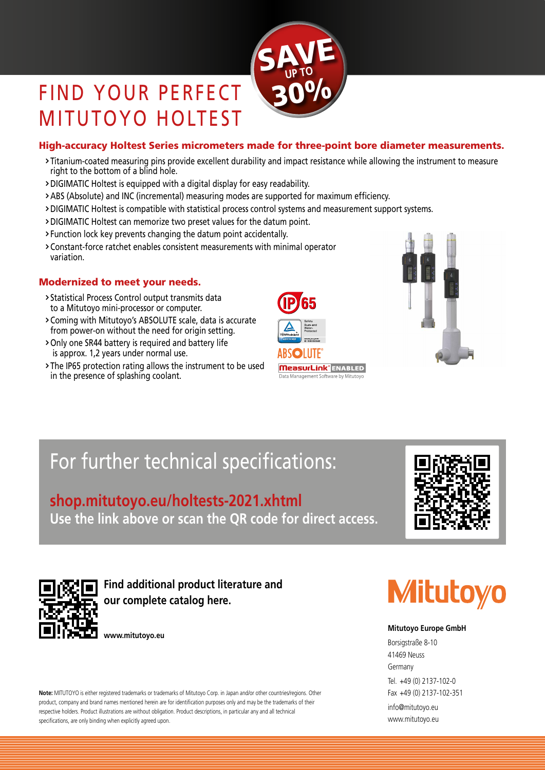# FIND YOUR PERFECT MITUTOYO HOLTEST

SAVE UP TO 30%

### High-accuracy Holtest Series micrometers made for three-point bore diameter measurements.

- Titanium-coated measuring pins provide excellent durability and impact resistance while allowing the instrument to measure right to the bottom of a blind hole.
- DIGIMATIC Holtest is equipped with a digital display for easy readability.
- ABS (Absolute) and INC (incremental) measuring modes are supported for maximum efficiency.
- DIGIMATIC Holtest is compatible with statistical process control systems and measurement support systems.
- DIGIMATIC Holtest can memorize two preset values for the datum point.
- Function lock key prevents changing the datum point accidentally.
- Constant-force ratchet enables consistent measurements with minimal operator variation.

### Modernized to meet your needs.

- Statistical Process Control output transmits data to a Mitutoyo mini-processor or computer.
- Coming with Mitutoyo's ABSOLUTE scale, data is accurate from power-on without the need for origin setting.
- Only one SR44 battery is required and battery life is approx. 1,2 years under normal use.
- The IP65 protection rating allows the instrument to be used in the presence of splashing coolant.

IP65

ABSOLUTE®

MeasurLink® ENABLED
Data Management Software by Mitutoyo

## For further technical specifications:

**shop.mitutoyo.eu/holtests-2021.xhtml**
**Use the link above or scan the QR code for direct access.**

**Find additional product literature and our complete catalog here.**

**www.mitutoyo.eu**

Mitutoyo

**Mitutoyo Europe GmbH**
Borsigstraße 8-10
41469 Neuss
Germany
Tel. +49 (0) 2137-102-0
Fax +49 (0) 2137-102-351
info@mitutoyo.eu
www.mitutoyo.eu

**Note:** MITUTOYO is either registered trademarks or trademarks of Mitutoyo Corp. in Japan and/or other countries/regions. Other product, company and brand names mentioned herein are for identification purposes only and may be the trademarks of their respective holders. Product illustrations are without obligation. Product descriptions, in particular any and all technical specifications, are only binding when explicitly agreed upon.